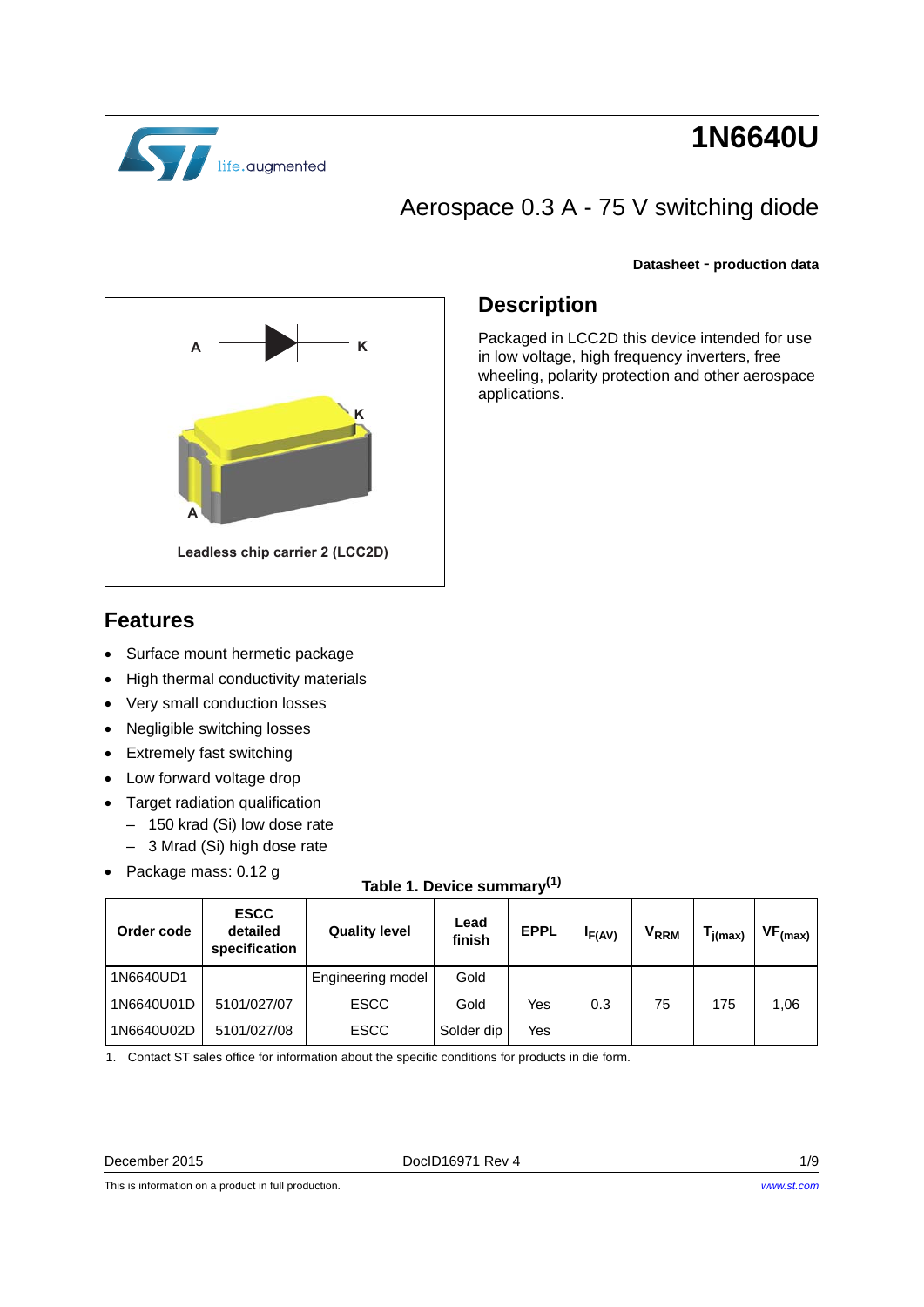# 1N6640U

## Aerospace 0.3 A - 75 V switching diode

**Datasheet - production data**

A K

K

A

**Leadless chip carrier 2 (LCC2D)**

## Description

Packaged in LCC2D this device intended for use in low voltage, high frequency inverters, free wheeling, polarity protection and other aerospace applications.

## Features

- Surface mount hermetic package
- High thermal conductivity materials
- Very small conduction losses
- Negligible switching losses
- Extremely fast switching
- Low forward voltage drop
- Target radiation qualification
  - 150 krad (Si) low dose rate
  - 3 Mrad (Si) high dose rate
- Package mass: 0.12 g

**Table 1. Device summary[1]**

| Order code | ESCC detailed specification | Quality level | Lead finish | EPPL | $I_{F(AV)}$ | $V_{RRM}$ | $T_{j(max)}$ | $VF_{(max)}$ |
|---|---|---|---|---|---|---|---|---|
| 1N6640UD1 | | Engineering model | Gold | | 0.3 | 75 | 175 | 1,06 |
| 1N6640U01D | 5101/027/07 | ESCC | Gold | Yes | | | | |
| 1N6640U02D | 5101/027/08 | ESCC | Solder dip | Yes | | | | |

1. Contact ST sales office for information about the specific conditions for products in die form.

December 2015 DocID16971 Rev 4

This is information on a product in full production. www.st.com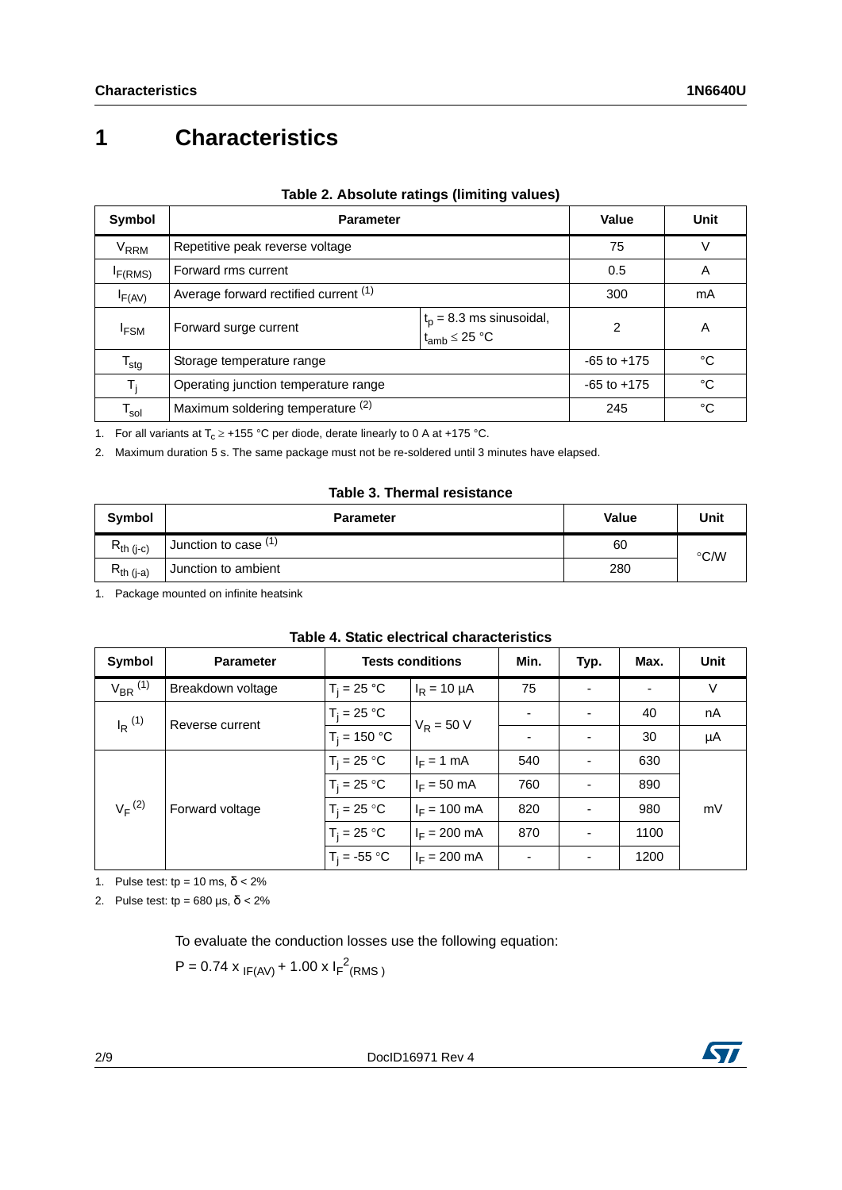# 1 Characteristics

**Table 2. Absolute ratings (limiting values)**

| Symbol | Parameter | | Value | Unit |
|---|---|---|---|---|
| $V_{RRM}$ | Repetitive peak reverse voltage | | 75 | V |
| $I_{F(RMS)}$ | Forward rms current | | 0.5 | A |
| $I_{F(AV)}$ | Average forward rectified current [(1)] | | 300 | mA |
| $I_{FSM}$ | Forward surge current | $t_p$ = 8.3 ms sinusoidal, $t_{amb} \leq 25$ °C | 2 | A |
| $T_{stg}$ | Storage temperature range | | -65 to +175 | °C |
| $T_j$ | Operating junction temperature range | | -65 to +175 | °C |
| $T_{sol}$ | Maximum soldering temperature [(2)] | | 245 | °C |

1. For all variants at $T_c \geq$ +155 °C per diode, derate linearly to 0 A at +175 °C.
2. Maximum duration 5 s. The same package must not be re-soldered until 3 minutes have elapsed.

**Table 3. Thermal resistance**

| Symbol | Parameter | Value | Unit |
|---|---|---|---|
| $R_{th\ (j-c)}$ | Junction to case [(1)] | 60 | °C/W |
| $R_{th\ (j-a)}$ | Junction to ambient | 280 | |

1. Package mounted on infinite heatsink

**Table 4. Static electrical characteristics**

| Symbol | Parameter | Tests conditions | | Min. | Typ. | Max. | Unit |
|---|---|---|---|---|---|---|---|
| $V_{BR}$ [(1)] | Breakdown voltage | $T_j$ = 25 °C | $I_R$ = 10 µA | 75 | - | - | V |
| $I_R$ [(1)] | Reverse current | $T_j$ = 25 °C | $V_R$ = 50 V | - | - | 40 | nA |
| | | $T_j$ = 150 °C | | - | - | 30 | µA |
| $V_F$ [(2)] | Forward voltage | $T_j$ = 25 °C | $I_F$ = 1 mA | 540 | - | 630 | mV |
| | | $T_j$ = 25 °C | $I_F$ = 50 mA | 760 | - | 890 | |
| | | $T_j$ = 25 °C | $I_F$ = 100 mA | 820 | - | 980 | |
| | | $T_j$ = 25 °C | $I_F$ = 200 mA | 870 | - | 1100 | |
| | | $T_j$ = -55 °C | $I_F$ = 200 mA | - | - | 1200 | |

1. Pulse test: tp = 10 ms, δ < 2%
2. Pulse test: tp = 680 µs, δ < 2%

To evaluate the conduction losses use the following equation:

$$P = 0.74 \times I_{F(AV)} + 1.00 \times I_F{}^2{}_{(RMS)}$$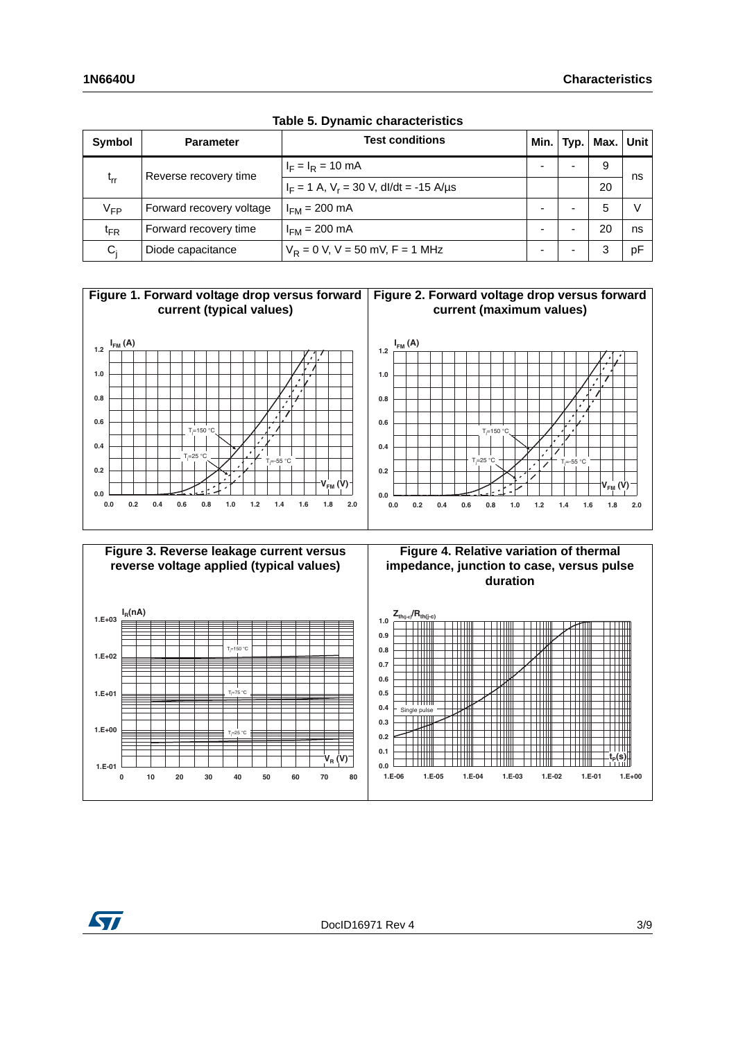Table 5. Dynamic characteristics

| Symbol | Parameter | Test conditions | Min. | Typ. | Max. | Unit |
|---|---|---|---|---|---|---|
| $t_{rr}$ | Reverse recovery time | $I_F = I_R = 10$ mA | - | - | 9 | ns |
| | | $I_F = 1$ A, $V_r = 30$ V, dI/dt = -15 A/µs | | | 20 | |
| $V_{FP}$ | Forward recovery voltage | $I_{FM} = 200$ mA | - | - | 5 | V |
| $t_{FR}$ | Forward recovery time | $I_{FM} = 200$ mA | - | - | 20 | ns |
| $C_j$ | Diode capacitance | $V_R = 0$ V, V = 50 mV, F = 1 MHz | - | - | 3 | pF |

Figure 1. Forward voltage drop versus forward current (typical values)

Figure 2. Forward voltage drop versus forward current (maximum values)

Figure 3. Reverse leakage current versus reverse voltage applied (typical values)

Figure 4. Relative variation of thermal impedance, junction to case, versus pulse duration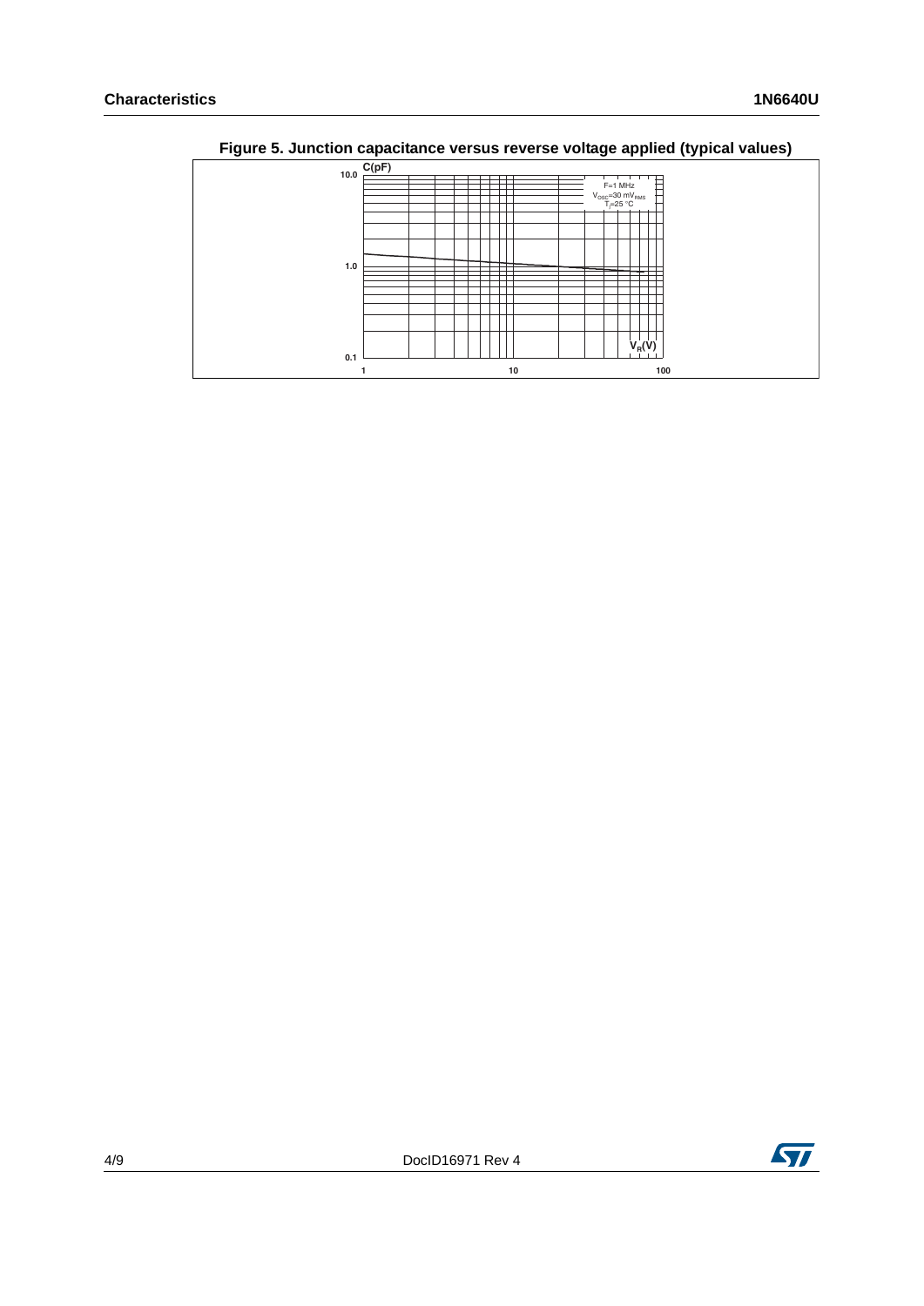**Figure 5. Junction capacitance versus reverse voltage applied (typical values)**

C(pF)

10.0

1.0

0.1

F=1 MHz
$V_{OSC}$=30 $mV_{RMS}$
$T_j$=25 °C

$V_R$(V)

1 10 100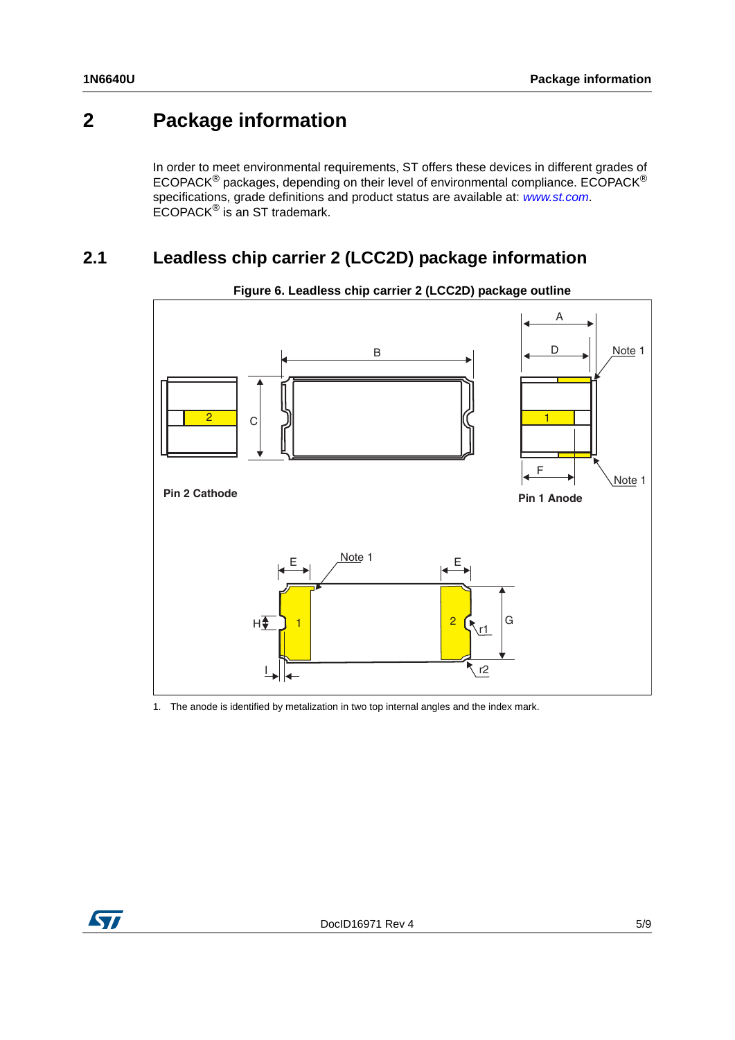# 2 Package information

In order to meet environmental requirements, ST offers these devices in different grades of ECOPACK® packages, depending on their level of environmental compliance. ECOPACK® specifications, grade definitions and product status are available at: *www.st.com*. ECOPACK® is an ST trademark.

## 2.1 Leadless chip carrier 2 (LCC2D) package information

**Figure 6. Leadless chip carrier 2 (LCC2D) package outline**

1. The anode is identified by metalization in two top internal angles and the index mark.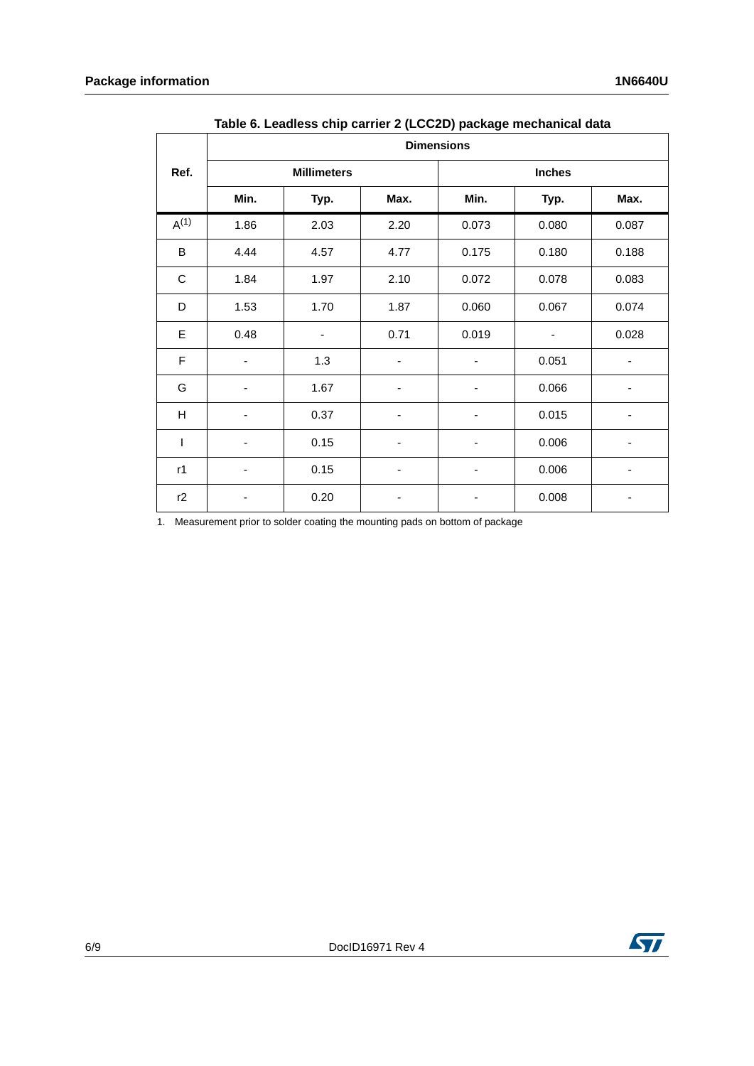Table 6. Leadless chip carrier 2 (LCC2D) package mechanical data

| Ref. | Dimensions | | | | | |
|---|---|---|---|---|---|---|
| | Millimeters | | | Inches | | |
| | Min. | Typ. | Max. | Min. | Typ. | Max. |
| A[1] | 1.86 | 2.03 | 2.20 | 0.073 | 0.080 | 0.087 |
| B | 4.44 | 4.57 | 4.77 | 0.175 | 0.180 | 0.188 |
| C | 1.84 | 1.97 | 2.10 | 0.072 | 0.078 | 0.083 |
| D | 1.53 | 1.70 | 1.87 | 0.060 | 0.067 | 0.074 |
| E | 0.48 | - | 0.71 | 0.019 | - | 0.028 |
| F | - | 1.3 | - | - | 0.051 | - |
| G | - | 1.67 | - | - | 0.066 | - |
| H | - | 0.37 | - | - | 0.015 | - |
| I | - | 0.15 | - | - | 0.006 | - |
| r1 | - | 0.15 | - | - | 0.006 | - |
| r2 | - | 0.20 | - | - | 0.008 | - |

1. Measurement prior to solder coating the mounting pads on bottom of package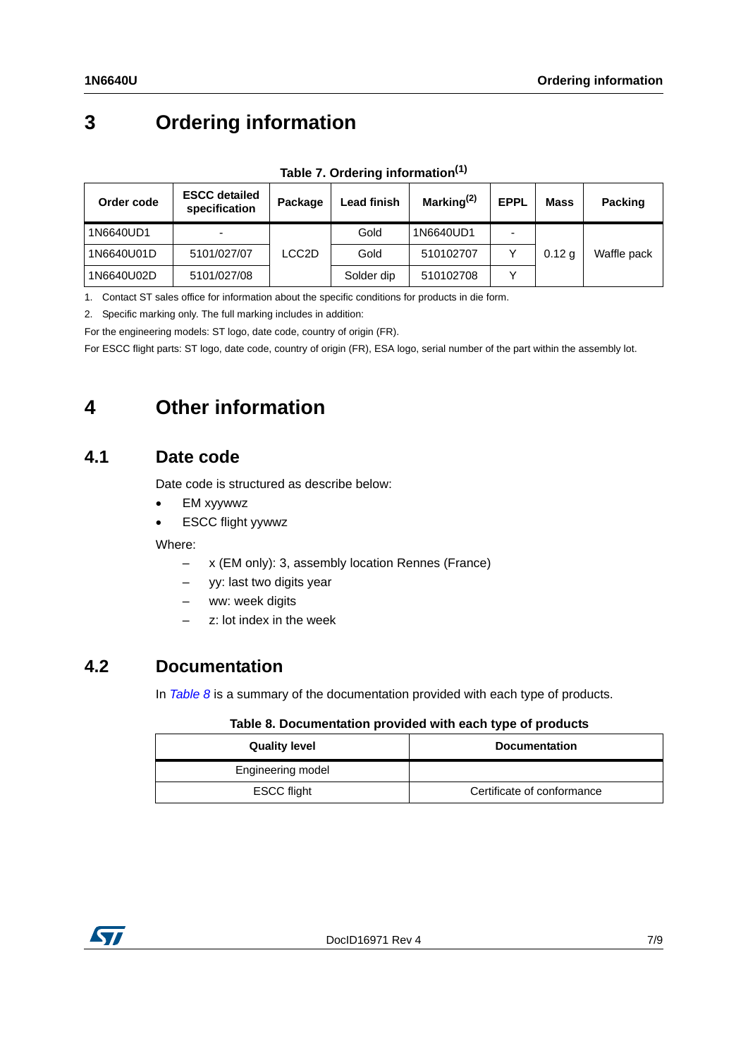# 3 Ordering information

**Table 7. Ordering information[1]**

| Order code | ESCC detailed specification | Package | Lead finish | Marking[2] | EPPL | Mass | Packing |
|---|---|---|---|---|---|---|---|
| 1N6640UD1 | - | LCC2D | Gold | 1N6640UD1 | - | 0.12 g | Waffle pack |
| 1N6640U01D | 5101/027/07 | | Gold | 510102707 | Y | | |
| 1N6640U02D | 5101/027/08 | | Solder dip | 510102708 | Y | | |

1. Contact ST sales office for information about the specific conditions for products in die form.
2. Specific marking only. The full marking includes in addition:

For the engineering models: ST logo, date code, country of origin (FR).

For ESCC flight parts: ST logo, date code, country of origin (FR), ESA logo, serial number of the part within the assembly lot.

# 4 Other information

## 4.1 Date code

Date code is structured as describe below:

- EM xyywwz
- ESCC flight yywwz

Where:

- x (EM only): 3, assembly location Rennes (France)
- yy: last two digits year
- ww: week digits
- z: lot index in the week

## 4.2 Documentation

In *Table 8* is a summary of the documentation provided with each type of products.

**Table 8. Documentation provided with each type of products**

| Quality level | Documentation |
|---|---|
| Engineering model | |
| ESCC flight | Certificate of conformance |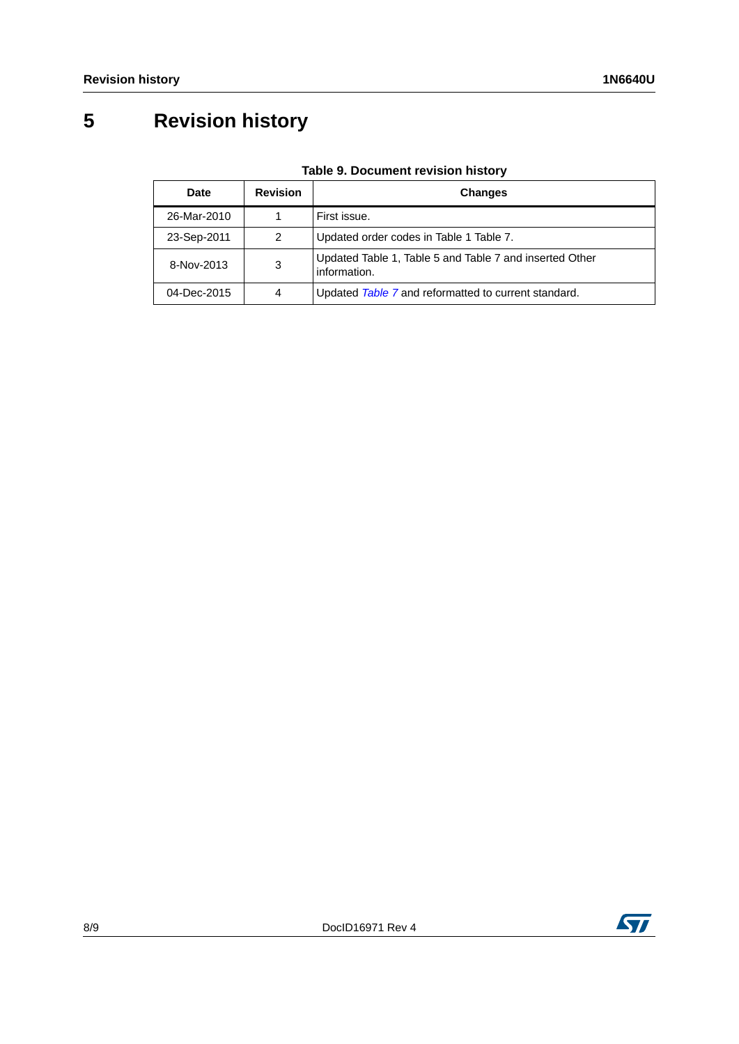# 5 Revision history

**Table 9. Document revision history**

| Date | Revision | Changes |
|---|---|---|
| 26-Mar-2010 | 1 | First issue. |
| 23-Sep-2011 | 2 | Updated order codes in Table 1 Table 7. |
| 8-Nov-2013 | 3 | Updated Table 1, Table 5 and Table 7 and inserted Other information. |
| 04-Dec-2015 | 4 | Updated *Table 7* and reformatted to current standard. |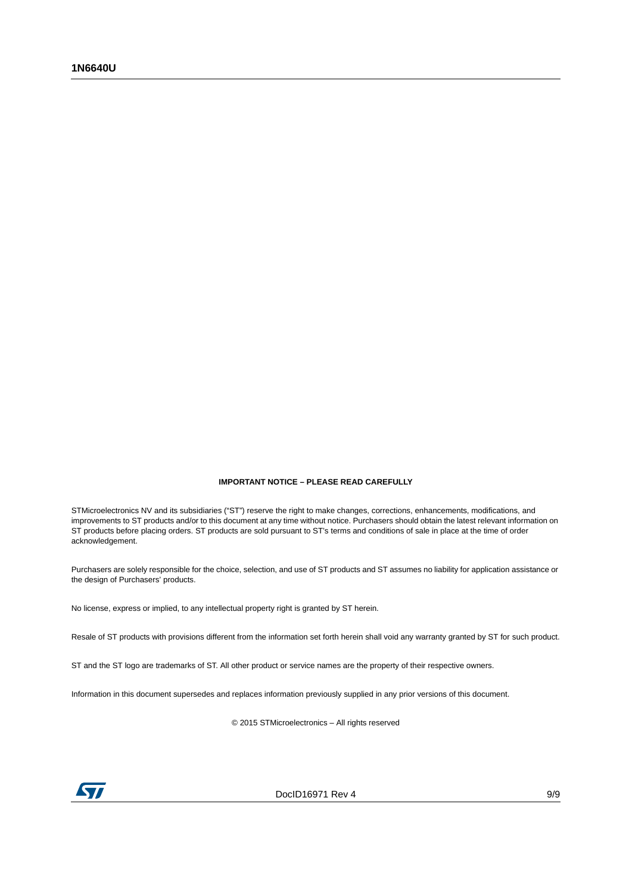**IMPORTANT NOTICE – PLEASE READ CAREFULLY**

STMicroelectronics NV and its subsidiaries ("ST") reserve the right to make changes, corrections, enhancements, modifications, and improvements to ST products and/or to this document at any time without notice. Purchasers should obtain the latest relevant information on ST products before placing orders. ST products are sold pursuant to ST's terms and conditions of sale in place at the time of order acknowledgement.

Purchasers are solely responsible for the choice, selection, and use of ST products and ST assumes no liability for application assistance or the design of Purchasers' products.

No license, express or implied, to any intellectual property right is granted by ST herein.

Resale of ST products with provisions different from the information set forth herein shall void any warranty granted by ST for such product.

ST and the ST logo are trademarks of ST. All other product or service names are the property of their respective owners.

Information in this document supersedes and replaces information previously supplied in any prior versions of this document.

© 2015 STMicroelectronics – All rights reserved